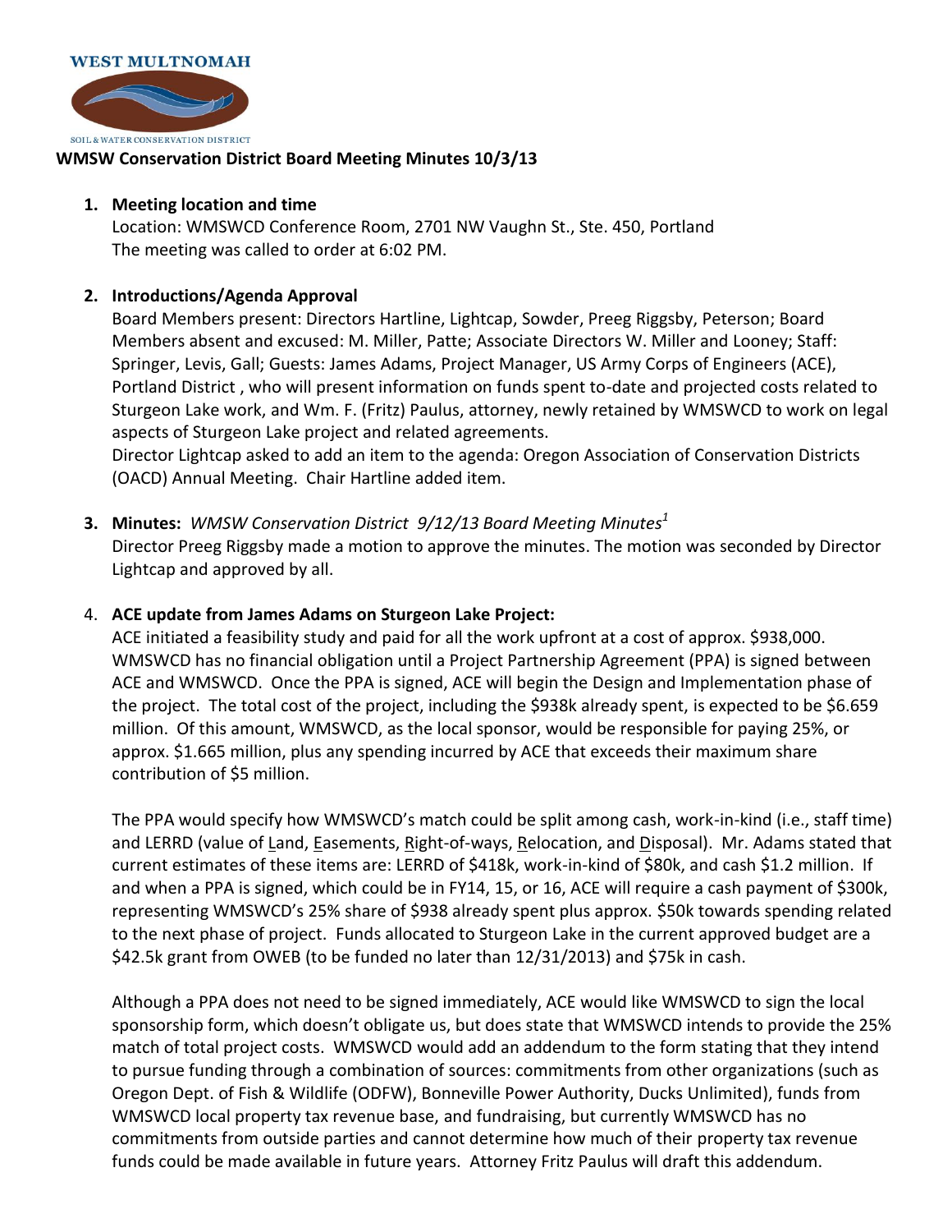WEST MULTNOMAH

SOIL & WATER CONSERVATION DISTRICT

**WMSW Conservation District Board Meeting Minutes 10/3/13**

1. **Meeting location and time**
   Location: WMSWCD Conference Room, 2701 NW Vaughn St., Ste. 450, Portland
   The meeting was called to order at 6:02 PM.

2. **Introductions/Agenda Approval**
   Board Members present: Directors Hartline, Lightcap, Sowder, Preeg Riggsby, Peterson; Board Members absent and excused: M. Miller, Patte; Associate Directors W. Miller and Looney; Staff: Springer, Levis, Gall; Guests: James Adams, Project Manager, US Army Corps of Engineers (ACE), Portland District , who will present information on funds spent to-date and projected costs related to Sturgeon Lake work, and Wm. F. (Fritz) Paulus, attorney, newly retained by WMSWCD to work on legal aspects of Sturgeon Lake project and related agreements.
   Director Lightcap asked to add an item to the agenda: Oregon Association of Conservation Districts (OACD) Annual Meeting. Chair Hartline added item.

3. **Minutes:** *WMSW Conservation District 9/12/13 Board Meeting Minutes*[1]
   Director Preeg Riggsby made a motion to approve the minutes. The motion was seconded by Director Lightcap and approved by all.

4. **ACE update from James Adams on Sturgeon Lake Project:**
   ACE initiated a feasibility study and paid for all the work upfront at a cost of approx. $938,000. WMSWCD has no financial obligation until a Project Partnership Agreement (PPA) is signed between ACE and WMSWCD. Once the PPA is signed, ACE will begin the Design and Implementation phase of the project. The total cost of the project, including the $938k already spent, is expected to be $6.659 million. Of this amount, WMSWCD, as the local sponsor, would be responsible for paying 25%, or approx. $1.665 million, plus any spending incurred by ACE that exceeds their maximum share contribution of $5 million.

   The PPA would specify how WMSWCD's match could be split among cash, work-in-kind (i.e., staff time) and LERRD (value of Land, Easements, Right-of-ways, Relocation, and Disposal). Mr. Adams stated that current estimates of these items are: LERRD of $418k, work-in-kind of $80k, and cash $1.2 million. If and when a PPA is signed, which could be in FY14, 15, or 16, ACE will require a cash payment of $300k, representing WMSWCD's 25% share of $938 already spent plus approx. $50k towards spending related to the next phase of project. Funds allocated to Sturgeon Lake in the current approved budget are a $42.5k grant from OWEB (to be funded no later than 12/31/2013) and $75k in cash.

   Although a PPA does not need to be signed immediately, ACE would like WMSWCD to sign the local sponsorship form, which doesn't obligate us, but does state that WMSWCD intends to provide the 25% match of total project costs. WMSWCD would add an addendum to the form stating that they intend to pursue funding through a combination of sources: commitments from other organizations (such as Oregon Dept. of Fish & Wildlife (ODFW), Bonneville Power Authority, Ducks Unlimited), funds from WMSWCD local property tax revenue base, and fundraising, but currently WMSWCD has no commitments from outside parties and cannot determine how much of their property tax revenue funds could be made available in future years. Attorney Fritz Paulus will draft this addendum.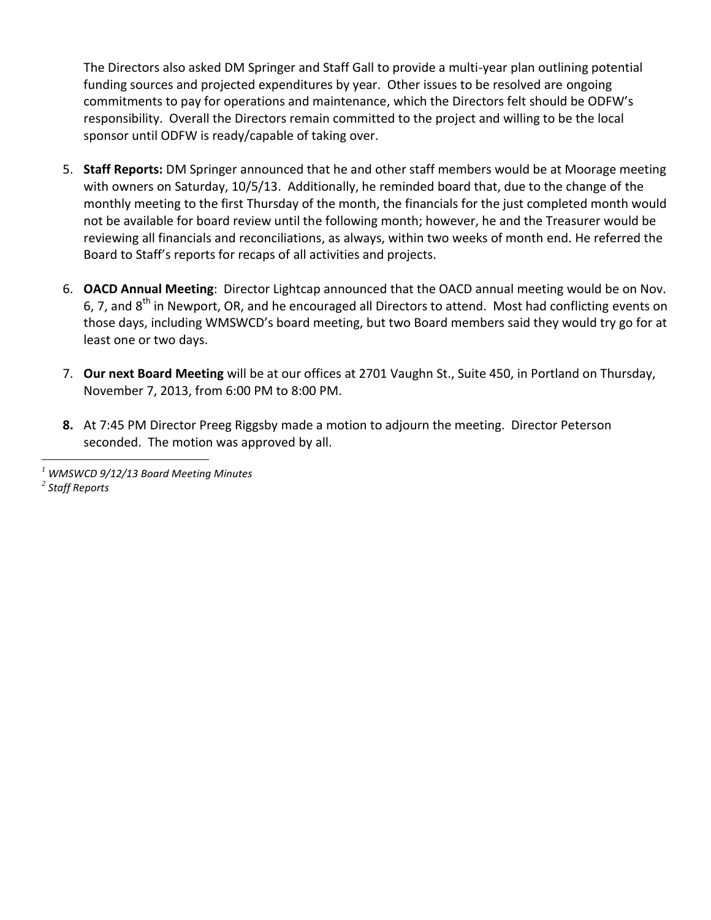The Directors also asked DM Springer and Staff Gall to provide a multi-year plan outlining potential funding sources and projected expenditures by year. Other issues to be resolved are ongoing commitments to pay for operations and maintenance, which the Directors felt should be ODFW's responsibility. Overall the Directors remain committed to the project and willing to be the local sponsor until ODFW is ready/capable of taking over.

5. **Staff Reports:** DM Springer announced that he and other staff members would be at Moorage meeting with owners on Saturday, 10/5/13. Additionally, he reminded board that, due to the change of the monthly meeting to the first Thursday of the month, the financials for the just completed month would not be available for board review until the following month; however, he and the Treasurer would be reviewing all financials and reconciliations, as always, within two weeks of month end. He referred the Board to Staff's reports for recaps of all activities and projects.

6. **OACD Annual Meeting**: Director Lightcap announced that the OACD annual meeting would be on Nov. 6, 7, and 8th in Newport, OR, and he encouraged all Directors to attend. Most had conflicting events on those days, including WMSWCD's board meeting, but two Board members said they would try go for at least one or two days.

7. **Our next Board Meeting** will be at our offices at 2701 Vaughn St., Suite 450, in Portland on Thursday, November 7, 2013, from 6:00 PM to 8:00 PM.

8. At 7:45 PM Director Preeg Riggsby made a motion to adjourn the meeting. Director Peterson seconded. The motion was approved by all.

---

[1] *WMSWCD 9/12/13 Board Meeting Minutes*
[2] *Staff Reports*